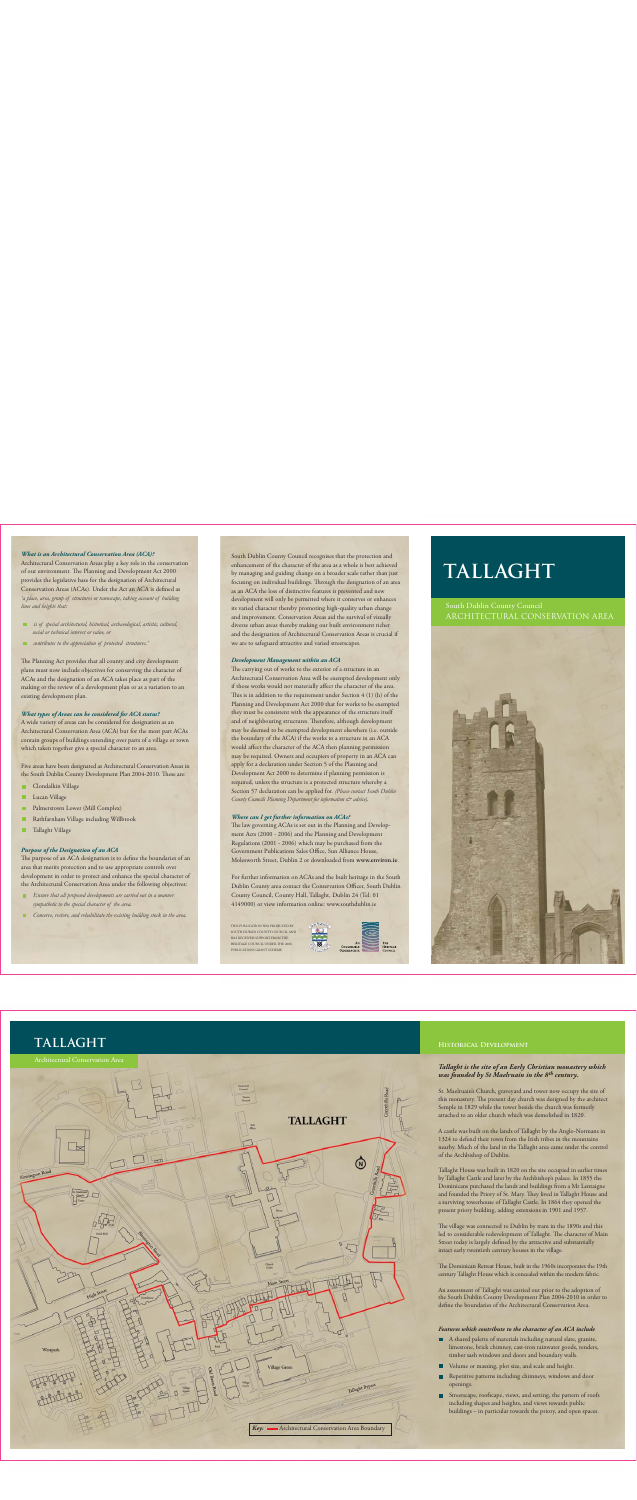# TALLAGHT

South Dublin County Council
ARCHITECTURAL CONSERVATION AREA

### *What is an Architectural Conservation Area (ACA)?*

Architectural Conservation Areas play a key role in the conservation of our environment. The Planning and Development Act 2000 provides the legislative base for the designation of Architectural Conservation Areas (ACAs). Under the Act an ACA is defined as *'a place, area, group of structures or townscape, taking account of building lines and heights that:*

- *is of special architectural, historical, archaeological, artistic, cultural, social or technical interest or value, or*
- *contributes to the appreciation of protected structures.'*

The Planning Act provides that all county and city development plans must now include objectives for conserving the character of ACAs and the designation of an ACA takes place as part of the making or the review of a development plan or as a variation to an existing development plan.

### *What types of Areas can be considered for ACA status?*

A wide variety of areas can be considered for designation as an Architectural Conservation Area (ACA) but for the most part ACAs contain groups of buildings extending over parts of a village or town which taken together give a special character to an area.

Five areas have been designated as Architectural Conservation Areas in the South Dublin County Development Plan 2004-2010. These are:

- Clondalkin Village
- Lucan Village
- Palmerstown Lower (Mill Complex)
- Rathfarnham Village including Willbrook
- Tallaght Village

### *Purpose of the Designation of an ACA*

The purpose of an ACA designation is to define the boundaries of an area that merits protection and to use appropriate controls over development in order to protect and enhance the special character of the Architectural Conservation Area under the following objectives:

- *Ensure that all proposed developments are carried out in a manner sympathetic to the special character of the area.*
- *Conserve, restore, and rehabilitate the existing building stock in the area.*

South Dublin County Council recognises that the protection and enhancement of the character of the area as a whole is best achieved by managing and guiding change on a broader scale rather than just focusing on individual buildings. Through the designation of an area as an ACA the loss of distinctive features is prevented and new development will only be permitted where it conserves or enhances its varied character thereby promoting high-quality urban change and improvement. Conservation Areas aid the survival of visually diverse urban areas thereby making our built environment richer and the designation of Architectural Conservation Areas is crucial if we are to safeguard attractive and varied streetscapes.

### *Development Management within an ACA*

The carrying out of works to the exterior of a structure in an Architectural Conservation Area will be exempted development only if those works would not materially affect the character of the area. This is in addition to the requirement under Section 4 (1) (h) of the Planning and Development Act 2000 that for works to be exempted they must be consistent with the appearance of the structure itself and of neighbouring structures. Therefore, although development may be deemed to be exempted development elsewhere (i.e. outside the boundary of the ACA) if the works to a structure in an ACA would affect the character of the ACA then planning permission may be required. Owners and occupiers of property in an ACA can apply for a declaration under Section 5 of the Planning and Development Act 2000 to determine if planning permission is required, unless the structure is a protected structure whereby a Section 57 declaration can be applied for. *(Please contact South Dublin County Council Planning Department for information & advice).*

### *Where can I get further information on ACAs?*

The law governing ACAs is set out in the Planning and Development Acts (2000 - 2006) and the Planning and Development Regulations (2001 - 2006) which may be purchased from the Government Publications Sales Office, Sun Alliance House, Molesworth Street, Dublin 2 or downloaded from **www.environ.ie**.

For further information on ACAs and the built heritage in the South Dublin County area contact the Conservation Officer, South Dublin County Council, County Hall, Tallaght, Dublin 24 (Tel: 01 4149000) or view information online: www.southdublin.ie

THIS PUBLICATION WAS PRODUCED BY SOUTH DUBLIN COUNTY COUNCIL AND WAS RECEIVED SUPPORT FROM THE HERITAGE COUNCIL UNDER THE 2006 PUBLICATIONS GRANT SCHEME

## TALLAGHT

Architectural Conservation Area

**TALLAGHT**

*Key:* Architectural Conservation Area Boundary

## Historical Development

### *Tallaght is the site of an Early Christian monastery which was founded by St Maelruain in the 8th century.*

St. Maelruain's Church, graveyard and tower now occupy the site of this monastery. The present day church was designed by the architect Semple in 1829 while the tower beside the church was formerly attached to an older church which was demolished in 1829.

A castle was built on the lands of Tallaght by the Anglo-Normans in 1324 to defend their town from the Irish tribes in the mountains nearby. Much of the land in the Tallaght area came under the control of the Archbishop of Dublin.

Tallaght House was built in 1820 on the site occupied in earlier times by Tallaght Castle and later by the Archbishop's palace. In 1855 the Dominicans purchased the lands and buildings from a Mr Lentaigne and founded the Priory of St. Mary. They lived in Tallaght House and a surviving towerhouse of Tallaght Castle. In 1864 they opened the present priory building, adding extensions in 1901 and 1957.

The village was connected to Dublin by tram in the 1890s and this led to considerable redevelopment of Tallaght. The character of Main Street today is largely defined by the attractive and substantially intact early twentieth century houses in the village.

The Dominican Retreat House, built in the 1960s incorporates the 19th century Tallaght House which is concealed within the modern fabric.

An assessment of Tallaght was carried out prior to the adoption of the South Dublin County Development Plan 2004-2010 in order to define the boundaries of the Architectural Conservation Area.

### *Features which contribute to the character of an ACA include*

- A shared palette of materials including natural slate, granite, limestone, brick chimney, cast-iron rainwater goods, renders, timber sash windows and doors and boundary walls.
- Volume or massing, plot size, and scale and height.
- Repetitive patterns including chimneys, windows and door openings.
- Streetscape, roofscape, views, and setting, the pattern of roofs including shapes and heights, and views towards public buildings – in particular towards the priory, and open spaces.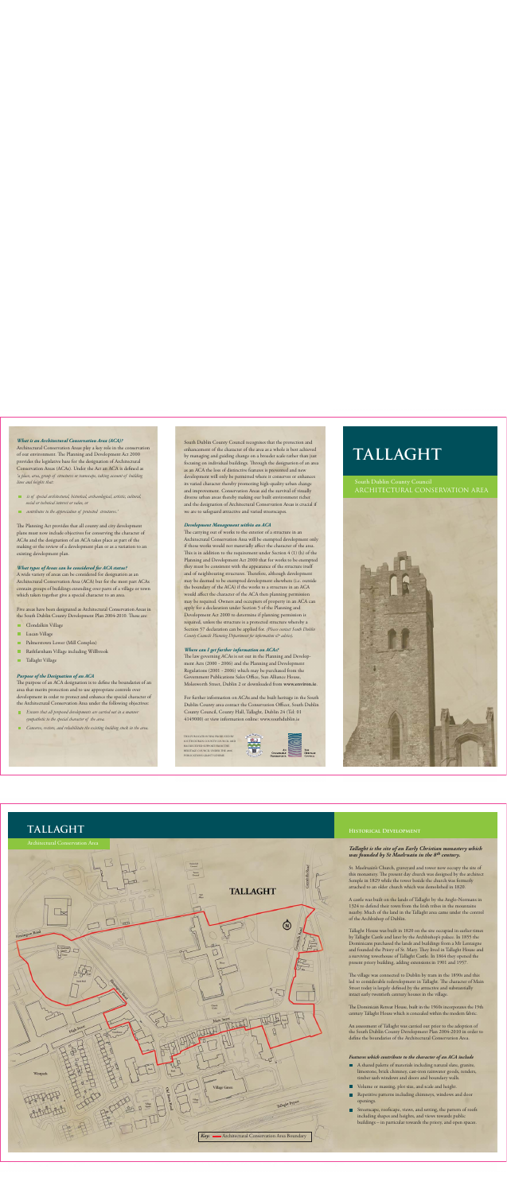## What is an Architectural Conservation Area (ACA)?

Architectural Conservation Areas play a key role in the conservation of our environment. The Planning and Development Act 2000 provides the legislative base for the designation of Architectural Conservation Areas (ACAs). Under the Act an ACA is defined as *'a place, area, group of structures or townscape, taking account of building lines and heights that:*

- *is of special architectural, historical, archaeological, artistic, cultural, social or technical interest or value, or*
- *contributes to the appreciation of protected structures.'*

The Planning Act provides that all county and city development plans must now include objectives for conserving the character of ACAs and the designation of an ACA takes place as part of the making or the review of a development plan or as a variation to an existing development plan.

## What types of Areas can be considered for ACA status?

A wide variety of areas can be considered for designation as an Architectural Conservation Area (ACA) but for the most part ACAs contain groups of buildings extending over parts of a village or town which taken together give a special character to an area.

Five areas have been designated as Architectural Conservation Areas in the South Dublin County Development Plan 2004-2010. These are:

- Clondalkin Village
- Lucan Village
- Palmerstown Lower (Mill Complex)
- Rathfarnham Village including Willbrook
- Tallaght Village

## Purpose of the Designation of an ACA

The purpose of an ACA designation is to define the boundaries of an area that merits protection and to use appropriate controls over development in order to protect and enhance the special character of the Architectural Conservation Area under the following objectives:

- *Ensure that all proposed developments are carried out in a manner sympathetic to the special character of the area.*
- *Conserve, restore, and rehabilitate the existing building stock in the area.*

South Dublin County Council recognises that the protection and enhancement of the character of the area as a whole is best achieved by managing and guiding change on a broader scale rather than just focusing on individual buildings. Through the designation of an area as an ACA the loss of distinctive features is prevented and new development will only be permitted where it conserves or enhances its varied character thereby promoting high-quality urban change and improvement. Conservation Areas aid the survival of visually diverse urban areas thereby making our built environment richer and the designation of Architectural Conservation Areas is crucial if we are to safeguard attractive and varied streetscapes.

## Development Management within an ACA

The carrying out of works to the exterior of a structure in an Architectural Conservation Area will be exempted development only if these works would not materially affect the character of the area. This is in addition to the requirement under Section 4 (1) (h) of the Planning and Development Act 2000 that for works to be exempted they must be consistent with the appearance of the structure itself and of neighbouring structures. Therefore, although development may be deemed to be exempted development elsewhere (i.e. outside the boundary of the ACA) if the works to a structure in an ACA would affect the character of the ACA then planning permission may be required. Owners and occupiers of property in an ACA can apply for a declaration under Section 5 of the Planning and Development Act 2000 to determine if planning permission is required, unless the structure is a protected structure whereby a Section 57 declaration can be applied for. *(Please contact South Dublin County Council's Planning Department for information & advice).*

## Where can I get further information on ACAs?

The law governing ACAs is set out in the Planning and Development Acts (2000 - 2006) and the Planning and Development Regulations (2001 - 2006) which may be purchased from the Government Publications Sales Office, Sun Alliance House, Molesworth Street, Dublin 2 or downloaded from **www.environ.ie**.

For further information on ACAs and the built heritage in the South Dublin County area contact the Conservation Officer, South Dublin County Council, County Hall, Tallaght, Dublin 24 (Tel: 01 4149000) or view information online: www.southdublin.ie

THIS PUBLICATION WAS PRODUCED BY SOUTH DUBLIN COUNTY COUNCIL AND HAS RECEIVED SUPPORT FROM THE HERITAGE COUNCIL UNDER THE 2008 PUBLICATIONS GRANT SCHEME.

An Chomhairle Oidhreachta / The Heritage Council

# TALLAGHT

South Dublin County Council
ARCHITECTURAL CONSERVATION AREA

## TALLAGHT

Architectural Conservation Area

TALLAGHT

Kingswood Road
High Street
Main Street
Old Bawn Road
Village Green
Tallaght Bypass
Greenhills Road
Westpark

Key: Architectural Conservation Area Boundary

## Historical Development

***Tallaght is the site of an Early Christian monastery which was founded by St Maelruain in the 8th century.***

St. Maelruain's Church, graveyard and tower now occupy the site of this monastery. The present day church was designed by the architect Semple in 1829 while the tower beside the church was formerly attached to an older church which was demolished in 1829.

A castle was built on the lands of Tallaght by the Anglo-Normans in 1324 to defend their town from the Irish tribes in the mountains nearby. Much of the land in the Tallaght area came under the control of the Archbishop of Dublin.

Tallaght House was built in 1820 on the site occupied in earlier times by Tallaght Castle and later by the Archbishop's palace. In 1855 the Dominicans purchased the lands and buildings from a Mr Lentaigne and founded the Priory of St. Mary. They lived in Tallaght House and a surviving townhouse of Tallaght Castle. In 1864 they opened the present priory building, adding extensions in 1901 and 1957.

The village was connected to Dublin by tram in the 1890s and this led to considerable redevelopment in Tallaght. The character of Main Street today is largely defined by the attractive and substantially intact early twentieth century houses in the village.

The Dominican Retreat House, built in the 1960s incorporates the 19th century Tallaght House which is concealed within the modern fabric.

An assessment of Tallaght was carried out prior to the adoption of the South Dublin County Development Plan 2004-2010 in order to define the boundaries of the Architectural Conservation Area.

***Features which contribute to the character of an ACA include***

- A shared palette of materials including natural slate, granite, limestone, brick chimney, cast-iron rainwater goods, renders, timber sash windows and doors and boundary walls.
- Volume or massing, plot size, and scale and height.
- Repetitive patterns including chimneys, windows and door openings.
- Streetscape, roofscape, views, and setting, the pattern of roofs including shapes and heights, and views towards public buildings – in particular towards the priory, and open spaces.